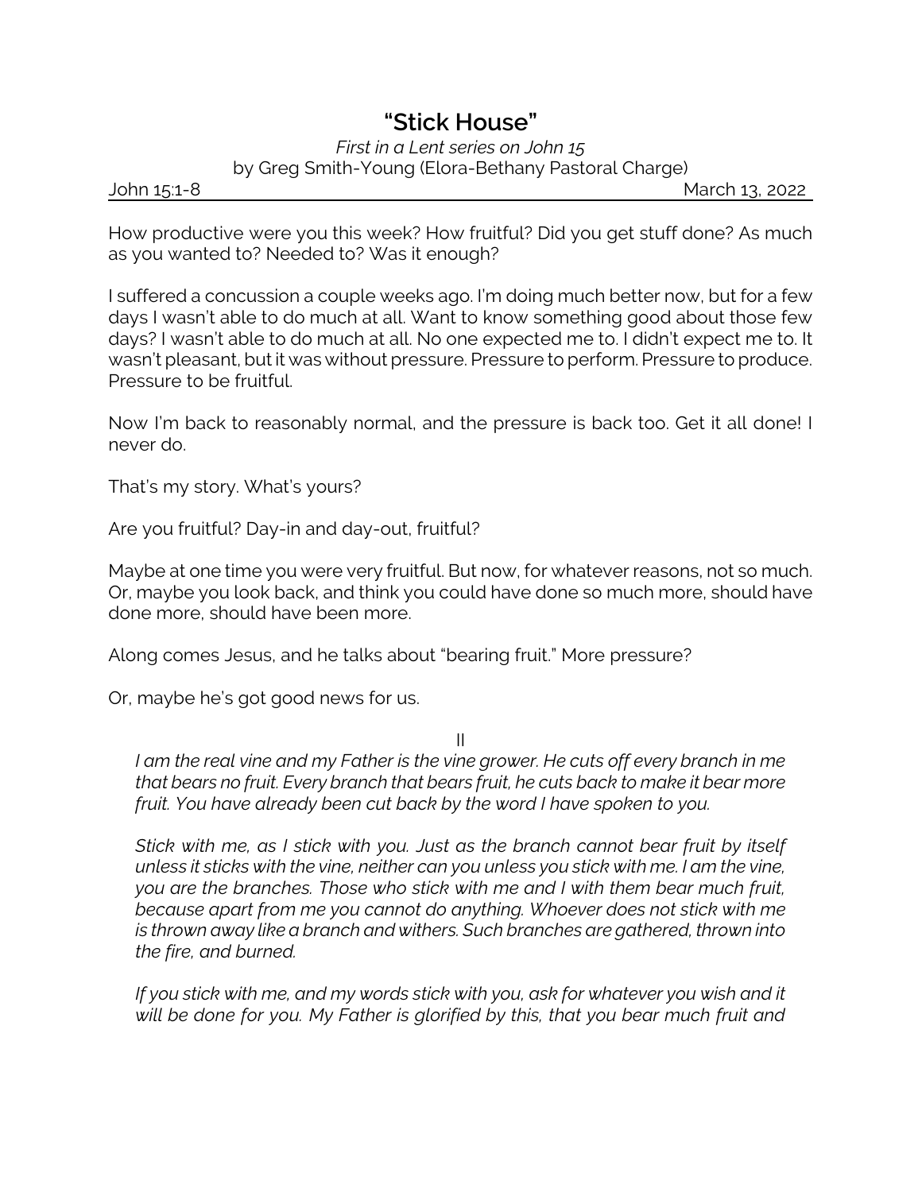# "Stick House"

*First in a Lent series on John 15*

by Greg Smith-Young (Elora-Bethany Pastoral Charge)

John 15:1-8 March 13, 2022

How productive were you this week? How fruitful? Did you get stuff done? As much as you wanted to? Needed to? Was it enough?

I suffered a concussion a couple weeks ago. I'm doing much better now, but for a few days I wasn't able to do much at all. Want to know something good about those few days? I wasn't able to do much at all. No one expected me to. I didn't expect me to. It wasn't pleasant, but it was without pressure. Pressure to perform. Pressure to produce. Pressure to be fruitful.

Now I'm back to reasonably normal, and the pressure is back too. Get it all done! I never do.

That's my story. What's yours?

Are you fruitful? Day-in and day-out, fruitful?

Maybe at one time you were very fruitful. But now, for whatever reasons, not so much. Or, maybe you look back, and think you could have done so much more, should have done more, should have been more.

Along comes Jesus, and he talks about "bearing fruit." More pressure?

Or, maybe he's got good news for us.

II

*I am the real vine and my Father is the vine grower. He cuts off every branch in me that bears no fruit. Every branch that bears fruit, he cuts back to make it bear more fruit. You have already been cut back by the word I have spoken to you.*

*Stick with me, as I stick with you. Just as the branch cannot bear fruit by itself unless it sticks with the vine, neither can you unless you stick with me. I am the vine, you are the branches. Those who stick with me and I with them bear much fruit, because apart from me you cannot do anything. Whoever does not stick with me is thrown away like a branch and withers. Such branches are gathered, thrown into the fire, and burned.*

*If you stick with me, and my words stick with you, ask for whatever you wish and it will be done for you. My Father is glorified by this, that you bear much fruit and*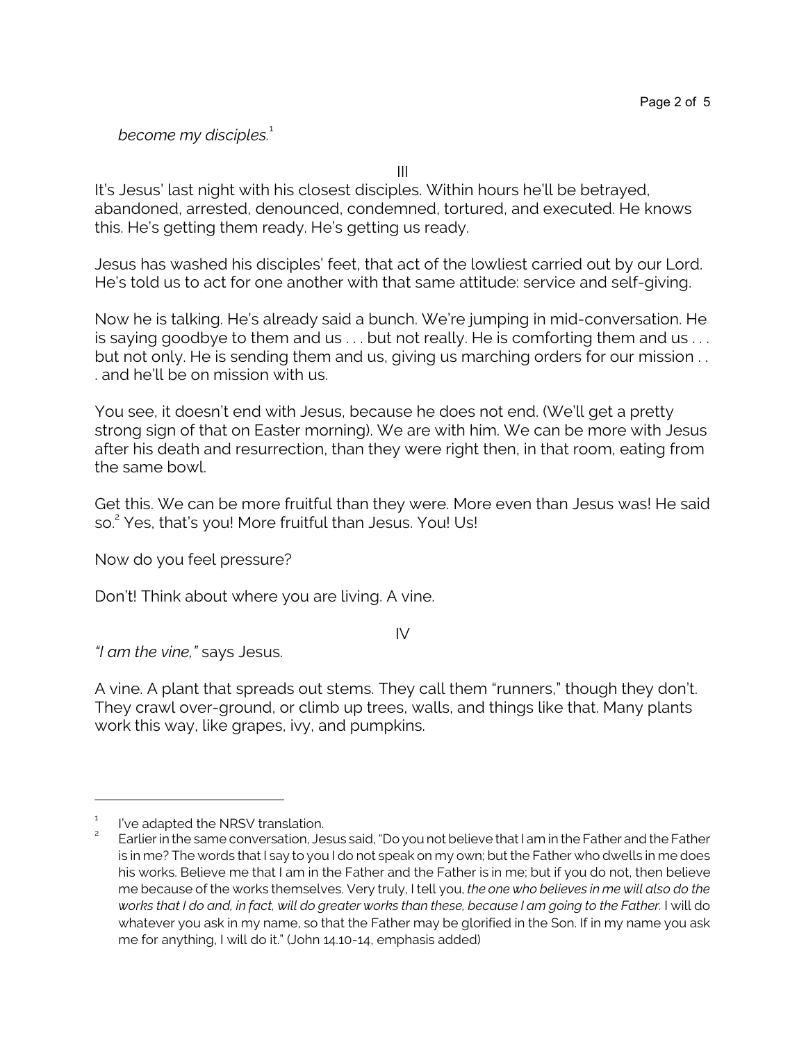*become my disciples.*[1]

III

It's Jesus' last night with his closest disciples. Within hours he'll be betrayed, abandoned, arrested, denounced, condemned, tortured, and executed. He knows this. He's getting them ready. He's getting us ready.

Jesus has washed his disciples' feet, that act of the lowliest carried out by our Lord. He's told us to act for one another with that same attitude: service and self-giving.

Now he is talking. He's already said a bunch. We're jumping in mid-conversation. He is saying goodbye to them and us . . . but not really. He is comforting them and us . . . but not only. He is sending them and us, giving us marching orders for our mission . . . and he'll be on mission with us.

You see, it doesn't end with Jesus, because he does not end. (We'll get a pretty strong sign of that on Easter morning). We are with him. We can be more with Jesus after his death and resurrection, than they were right then, in that room, eating from the same bowl.

Get this. We can be more fruitful than they were. More even than Jesus was! He said so.[2] Yes, that's you! More fruitful than Jesus. You! Us!

Now do you feel pressure?

Don't! Think about where you are living. A vine.

IV

*"I am the vine,"* says Jesus.

A vine. A plant that spreads out stems. They call them "runners," though they don't. They crawl over-ground, or climb up trees, walls, and things like that. Many plants work this way, like grapes, ivy, and pumpkins.

---

[1] I've adapted the NRSV translation.

[2] Earlier in the same conversation, Jesus said, "Do you not believe that I am in the Father and the Father is in me? The words that I say to you I do not speak on my own; but the Father who dwells in me does his works. Believe me that I am in the Father and the Father is in me; but if you do not, then believe me because of the works themselves. Very truly, I tell you, *the one who believes in me will also do the works that I do and, in fact, will do greater works than these, because I am going to the Father*. I will do whatever you ask in my name, so that the Father may be glorified in the Son. If in my name you ask me for anything, I will do it." (John 14.10-14, emphasis added)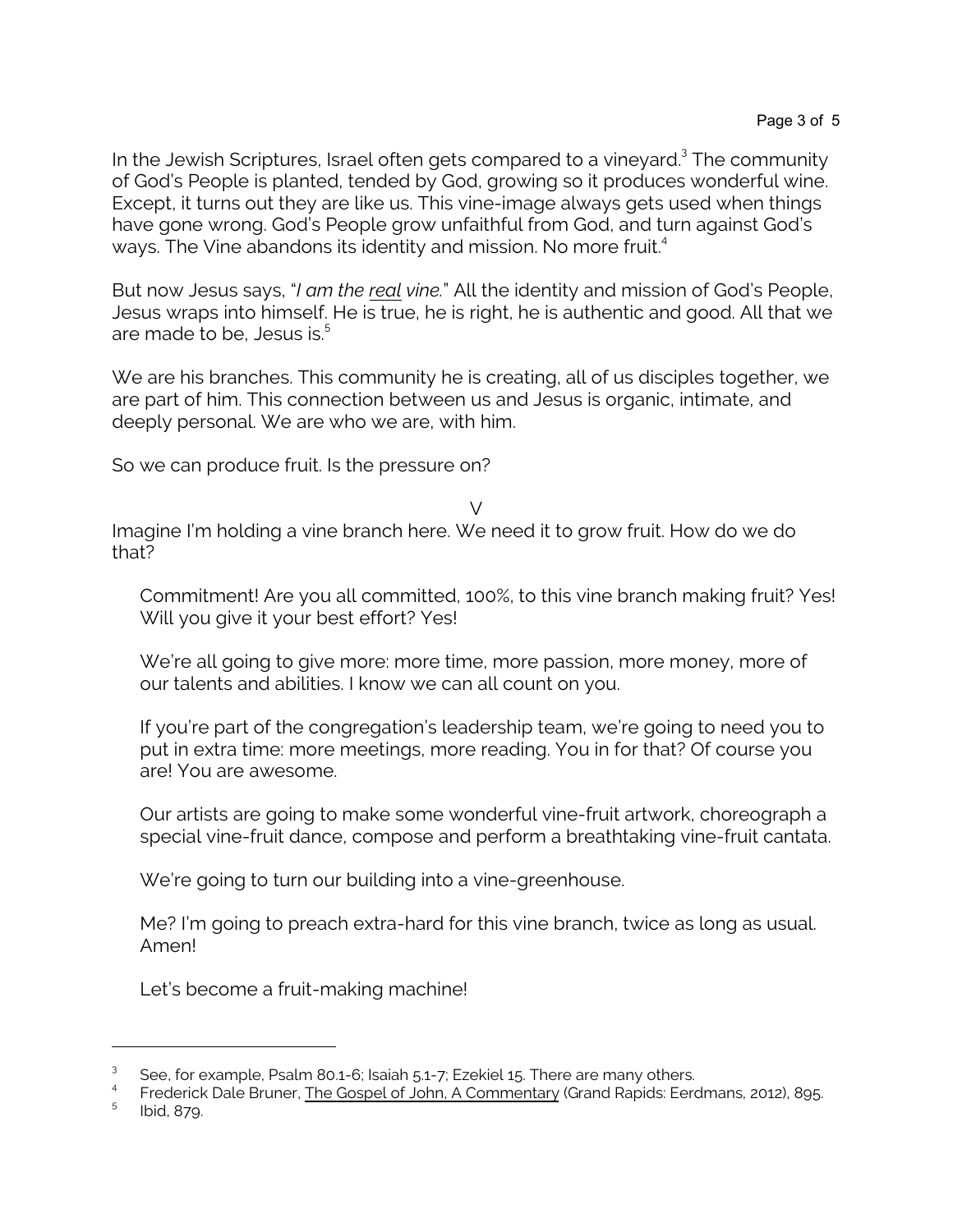In the Jewish Scriptures, Israel often gets compared to a vineyard.[3] The community of God's People is planted, tended by God, growing so it produces wonderful wine. Except, it turns out they are like us. This vine-image always gets used when things have gone wrong. God's People grow unfaithful from God, and turn against God's ways. The Vine abandons its identity and mission. No more fruit.[4]

But now Jesus says, "*I am the real vine.*" All the identity and mission of God's People, Jesus wraps into himself. He is true, he is right, he is authentic and good. All that we are made to be, Jesus is.[5]

We are his branches. This community he is creating, all of us disciples together, we are part of him. This connection between us and Jesus is organic, intimate, and deeply personal. We are who we are, with him.

So we can produce fruit. Is the pressure on?

V

Imagine I'm holding a vine branch here. We need it to grow fruit. How do we do that?

> Commitment! Are you all committed, 100%, to this vine branch making fruit? Yes! Will you give it your best effort? Yes!
>
> We're all going to give more: more time, more passion, more money, more of our talents and abilities. I know we can all count on you.
>
> If you're part of the congregation's leadership team, we're going to need you to put in extra time: more meetings, more reading. You in for that? Of course you are! You are awesome.
>
> Our artists are going to make some wonderful vine-fruit artwork, choreograph a special vine-fruit dance, compose and perform a breathtaking vine-fruit cantata.
>
> We're going to turn our building into a vine-greenhouse.
>
> Me? I'm going to preach extra-hard for this vine branch, twice as long as usual. Amen!
>
> Let's become a fruit-making machine!

---

[3] See, for example, Psalm 80.1-6; Isaiah 5.1-7; Ezekiel 15. There are many others.

[4] Frederick Dale Bruner, The Gospel of John, A Commentary (Grand Rapids: Eerdmans, 2012), 895.

[5] Ibid, 879.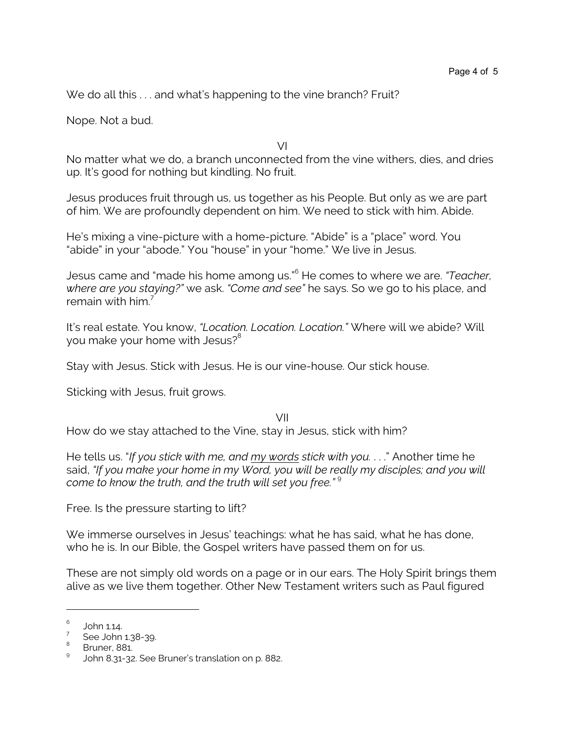We do all this . . . and what's happening to the vine branch? Fruit?

Nope. Not a bud.

VI

No matter what we do, a branch unconnected from the vine withers, dies, and dries up. It's good for nothing but kindling. No fruit.

Jesus produces fruit through us, us together as his People. But only as we are part of him. We are profoundly dependent on him. We need to stick with him. Abide.

He's mixing a vine-picture with a home-picture. "Abide" is a "place" word. You "abide" in your "abode." You "house" in your "home." We live in Jesus.

Jesus came and "made his home among us."[6] He comes to where we are. *"Teacher, where are you staying?"* we ask. *"Come and see"* he says. So we go to his place, and remain with him.[7]

It's real estate. You know, *"Location. Location. Location."* Where will we abide? Will you make your home with Jesus?[8]

Stay with Jesus. Stick with Jesus. He is our vine-house. Our stick house.

Sticking with Jesus, fruit grows.

VII

How do we stay attached to the Vine, stay in Jesus, stick with him?

He tells us. "*If you stick with me, and <u>my words</u> stick with you. . . .*" Another time he said, *"If you make your home in my Word, you will be really my disciples; and you will come to know the truth, and the truth will set you free."* [9]

Free. Is the pressure starting to lift?

We immerse ourselves in Jesus' teachings: what he has said, what he has done, who he is. In our Bible, the Gospel writers have passed them on for us.

These are not simply old words on a page or in our ears. The Holy Spirit brings them alive as we live them together. Other New Testament writers such as Paul figured

---

[6] John 1.14.

[7] See John 1.38-39.

[8] Bruner, 881.

[9] John 8.31-32. See Bruner's translation on p. 882.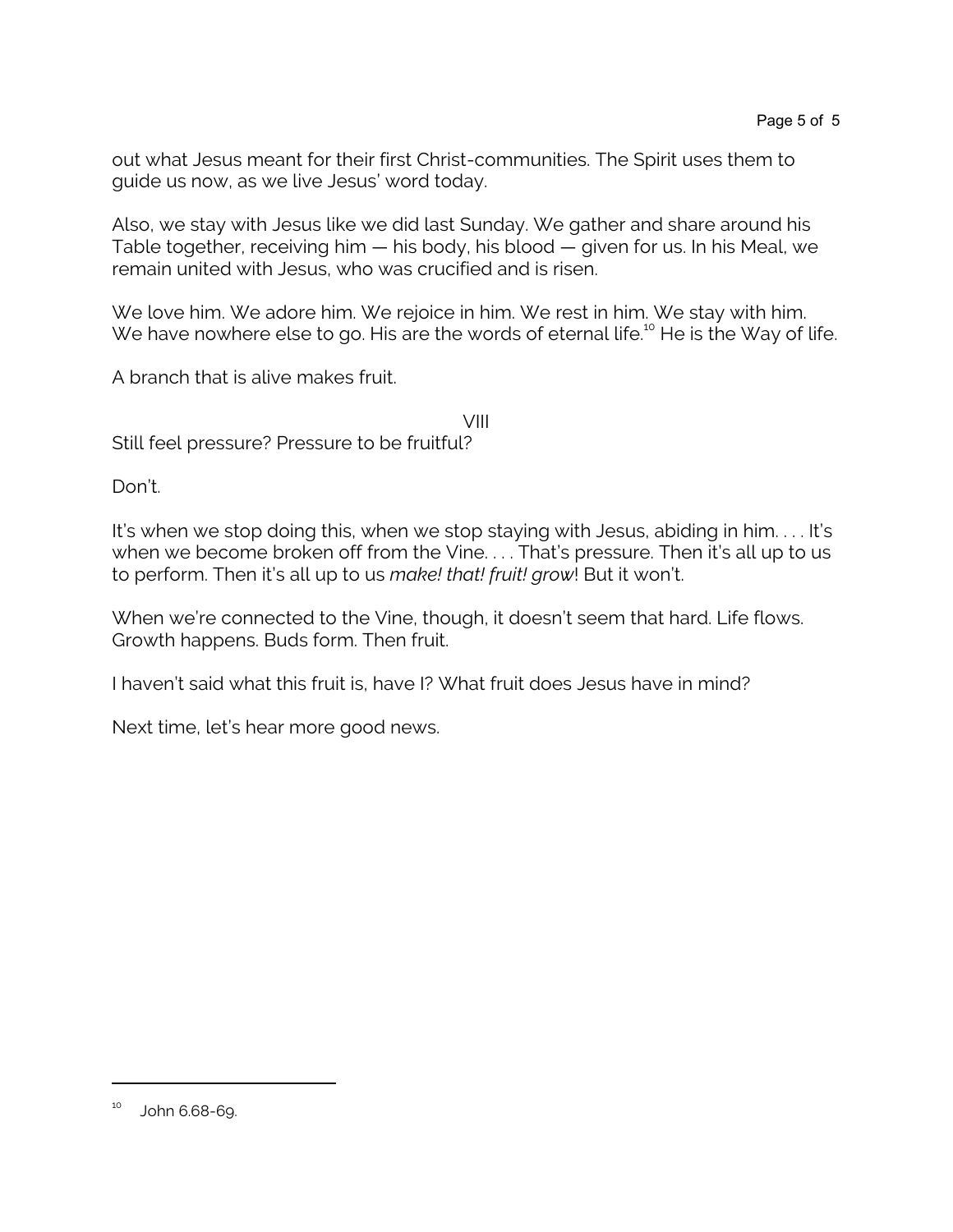out what Jesus meant for their first Christ-communities. The Spirit uses them to guide us now, as we live Jesus' word today.

Also, we stay with Jesus like we did last Sunday. We gather and share around his Table together, receiving him — his body, his blood — given for us. In his Meal, we remain united with Jesus, who was crucified and is risen.

We love him. We adore him. We rejoice in him. We rest in him. We stay with him. We have nowhere else to go. His are the words of eternal life.[10] He is the Way of life.

A branch that is alive makes fruit.

VIII

Still feel pressure? Pressure to be fruitful?

Don't.

It's when we stop doing this, when we stop staying with Jesus, abiding in him. . . . It's when we become broken off from the Vine. . . . That's pressure. Then it's all up to us to perform. Then it's all up to us *make! that! fruit! grow*! But it won't.

When we're connected to the Vine, though, it doesn't seem that hard. Life flows. Growth happens. Buds form. Then fruit.

I haven't said what this fruit is, have I? What fruit does Jesus have in mind?

Next time, let's hear more good news.

---

[10] John 6.68-69.